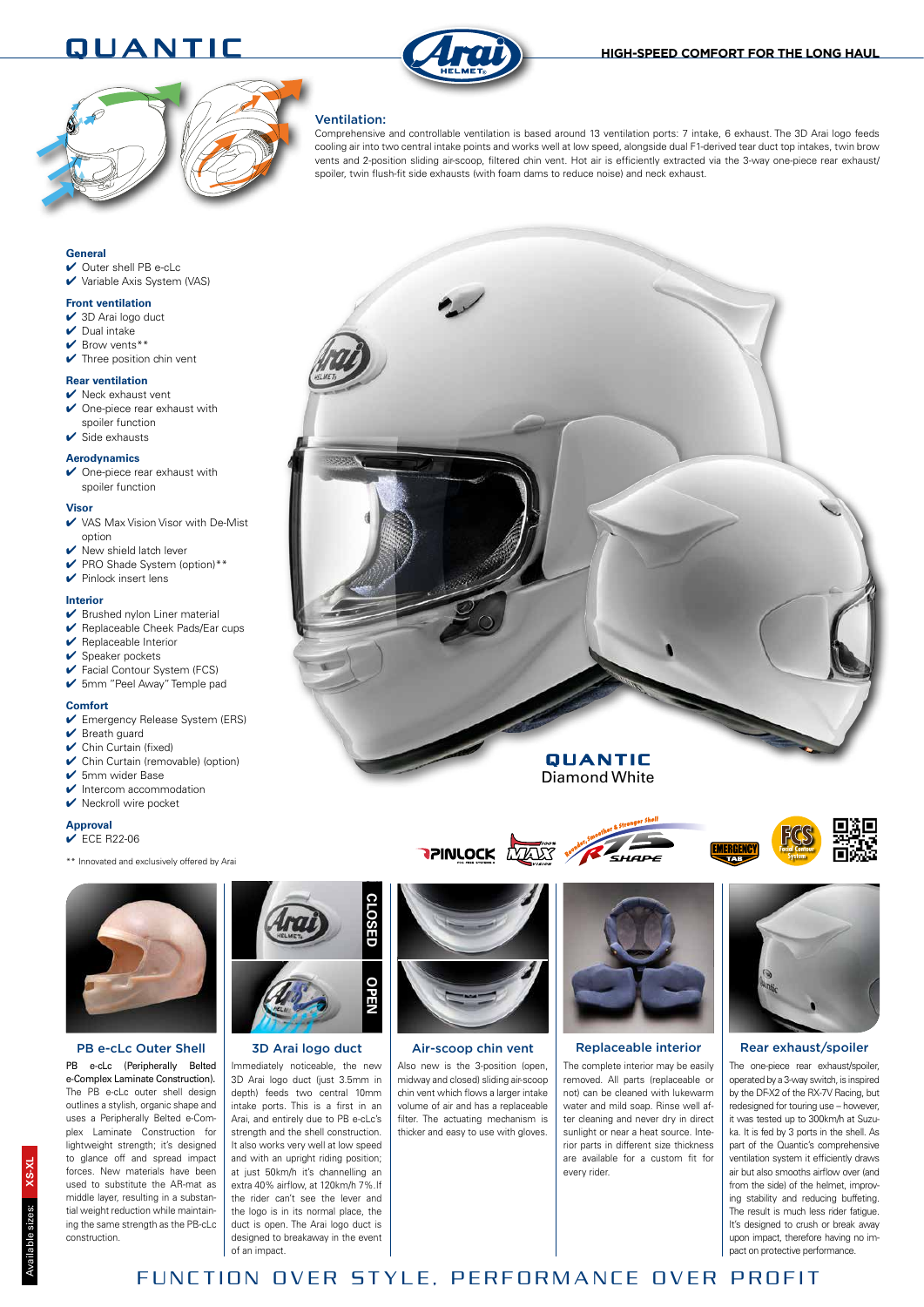# QUANTIC

**HIGH-SPEED COMFORT FOR THE LONG HAUL**

### Ventilation:

Comprehensive and controllable ventilation is based around 13 ventilation ports: 7 intake, 6 exhaust. The 3D Arai logo feeds cooling air into two central intake points and works well at low speed, alongside dual F1-derived tear duct top intakes, twin brow vents and 2-position sliding air-scoop, filtered chin vent. Hot air is efficiently extracted via the 3-way one-piece rear exhaust/spoiler, twin flush-fit side exhausts (with foam dams to reduce noise) and neck exhaust.

**General**
- ✔ Outer shell PB e-cLc
- ✔ Variable Axis System (VAS)

**Front ventilation**
- ✔ 3D Arai logo duct
- ✔ Dual intake
- ✔ Brow vents**
- ✔ Three position chin vent

**Rear ventilation**
- ✔ Neck exhaust vent
- ✔ One-piece rear exhaust with spoiler function
- ✔ Side exhausts

**Aerodynamics**
- ✔ One-piece rear exhaust with spoiler function

**Visor**
- ✔ VAS Max Vision Visor with De-Mist option
- ✔ New shield latch lever
- ✔ PRO Shade System (option)**
- ✔ Pinlock insert lens

**Interior**
- ✔ Brushed nylon Liner material
- ✔ Replaceable Cheek Pads/Ear cups
- ✔ Replaceable Interior
- ✔ Speaker pockets
- ✔ Facial Contour System (FCS)
- ✔ 5mm "Peel Away" Temple pad

**Comfort**
- ✔ Emergency Release System (ERS)
- ✔ Breath guard
- ✔ Chin Curtain (fixed)
- ✔ Chin Curtain (removable) (option)
- ✔ 5mm wider Base
- ✔ Intercom accommodation
- ✔ Neckroll wire pocket

**Approval**
- ✔ ECE R22-06

** Innovated and exclusively offered by Arai

**QUANTIC**
Diamond White

### PB e-cLc Outer Shell

PB e-cLc (Peripherally Belted e-Complex Laminate Construction). The PB e-cLc outer shell design outlines a stylish, organic shape and uses a Peripherally Belted e-Complex Laminate Construction for lightweight strength; it's designed to glance off and spread impact forces. New materials have been used to substitute the AR-mat as middle layer, resulting in a substantial weight reduction while maintaining the same strength as the PB-cLc construction.

### 3D Arai logo duct

CLOSED / OPEN

Immediately noticeable, the new 3D Arai logo duct (just 3.5mm in depth) feeds two central 10mm intake ports. This is a first in an Arai, and entirely due to PB e-cLc's strength and the shell construction. It also works very well at low speed and with an upright riding position; at just 50km/h it's channelling an extra 40% airflow, at 120km/h 7%. If the rider can't see the lever and the logo is in its normal place, the duct is open. The Arai logo duct is designed to breakaway in the event of an impact.

### Air-scoop chin vent

Also new is the 3-position (open, midway and closed) sliding air-scoop chin vent which flows a larger intake volume of air and has a replaceable filter. The actuating mechanism is thicker and easy to use with gloves.

### Replaceable interior

The complete interior may be easily removed. All parts (replaceable or not) can be cleaned with lukewarm water and mild soap. Rinse well after cleaning and never dry in direct sunlight or near a heat source. Interior parts in different size thickness are available for a custom fit for every rider.

### Rear exhaust/spoiler

The one-piece rear exhaust/spoiler, operated by a 3-way switch, is inspired by the DFX2 of the RX-7V Racing, but redesigned for touring use – however, it was tested up to 300km/h at Suzuka. It is fed by 3 ports in the shell. As part of the Quantic's comprehensive ventilation system it efficiently draws air but also smooths airflow over (and from the side) of the helmet, improving stability and reducing buffeting. The result is much less rider fatigue. It's designed to crush or break away upon impact, therefore having no impact on protective performance.

Available sizes: XS-XL

FUNCTION OVER STYLE, PERFORMANCE OVER PROFIT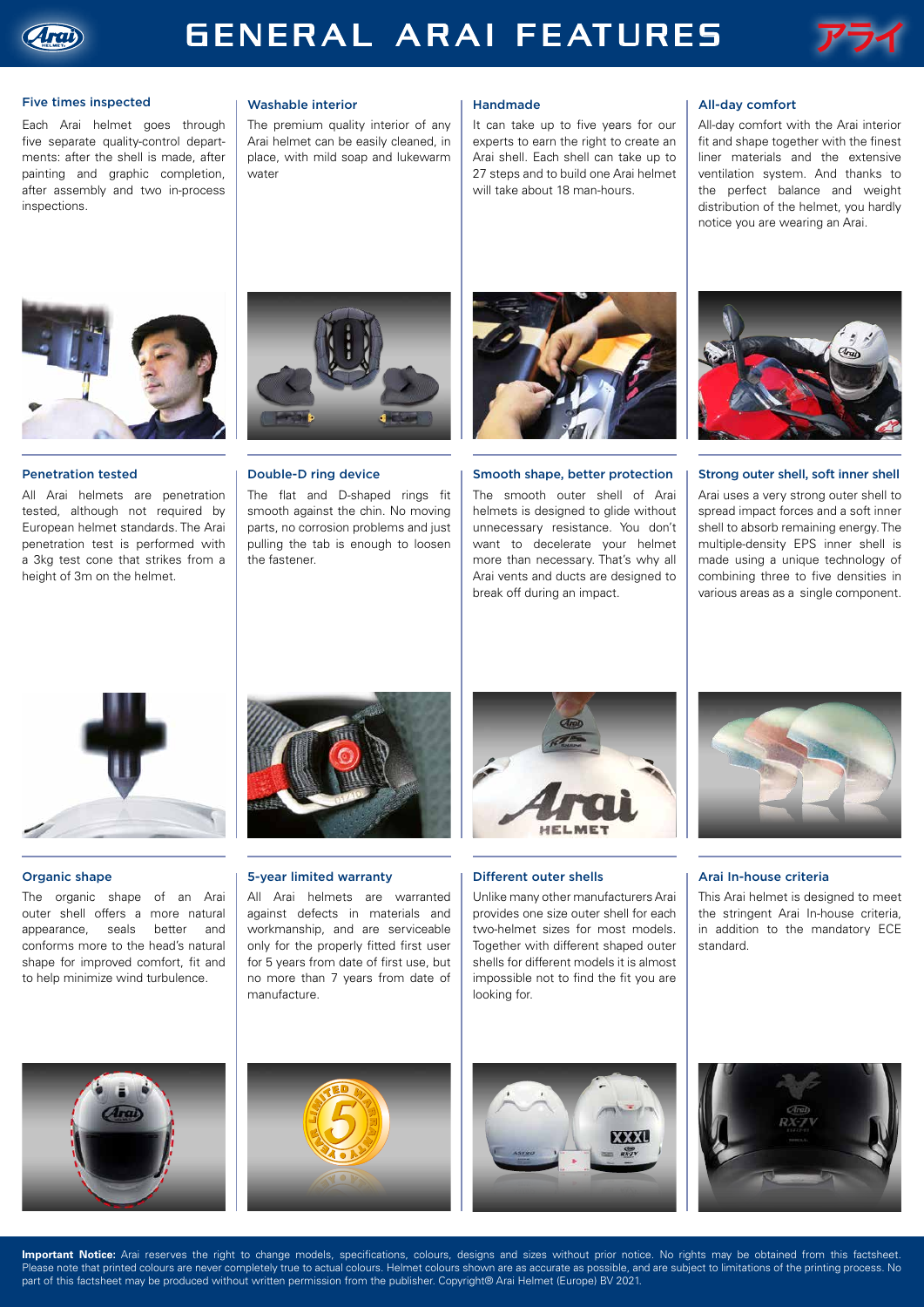# GENERAL ARAI FEATURES

### Five times inspected

Each Arai helmet goes through five separate quality-control departments: after the shell is made, after painting and graphic completion, after assembly and two in-process inspections.

### Washable interior

The premium quality interior of any Arai helmet can be easily cleaned, in place, with mild soap and lukewarm water

### Handmade

It can take up to five years for our experts to earn the right to create an Arai shell. Each shell can take up to 27 steps and to build one Arai helmet will take about 18 man-hours.

### All-day comfort

All-day comfort with the Arai interior fit and shape together with the finest liner materials and the extensive ventilation system. And thanks to the perfect balance and weight distribution of the helmet, you hardly notice you are wearing an Arai.

### Penetration tested

All Arai helmets are penetration tested, although not required by European helmet standards. The Arai penetration test is performed with a 3kg test cone that strikes from a height of 3m on the helmet.

### Double-D ring device

The flat and D-shaped rings fit smooth against the chin. No moving parts, no corrosion problems and just pulling the tab is enough to loosen the fastener.

### Smooth shape, better protection

The smooth outer shell of Arai helmets is designed to glide without unnecessary resistance. You don't want to decelerate your helmet more than necessary. That's why all Arai vents and ducts are designed to break off during an impact.

### Strong outer shell, soft inner shell

Arai uses a very strong outer shell to spread impact forces and a soft inner shell to absorb remaining energy. The multiple-density EPS inner shell is made using a unique technology of combining three to five densities in various areas as a single component.

### Organic shape

The organic shape of an Arai outer shell offers a more natural appearance, seals better and conforms more to the head's natural shape for improved comfort, fit and to help minimize wind turbulence.

### 5-year limited warranty

All Arai helmets are warranted against defects in materials and workmanship, and are serviceable only for the properly fitted first user for 5 years from date of first use, but no more than 7 years from date of manufacture.

### Different outer shells

Unlike many other manufacturers Arai provides one size outer shell for each two-helmet sizes for most models. Together with different shaped outer shells for different models it is almost impossible not to find the fit you are looking for.

### Arai In-house criteria

This Arai helmet is designed to meet the stringent Arai In-house criteria, in addition to the mandatory ECE standard.

**Important Notice:** Arai reserves the right to change models, specifications, colours, designs and sizes without prior notice. No rights may be obtained from this factsheet. Please note that printed colours are never completely true to actual colours. Helmet colours shown are as accurate as possible, and are subject to limitations of the printing process. No part of this factsheet may be produced without written permission from the publisher. Copyright® Arai Helmet (Europe) BV 2021.